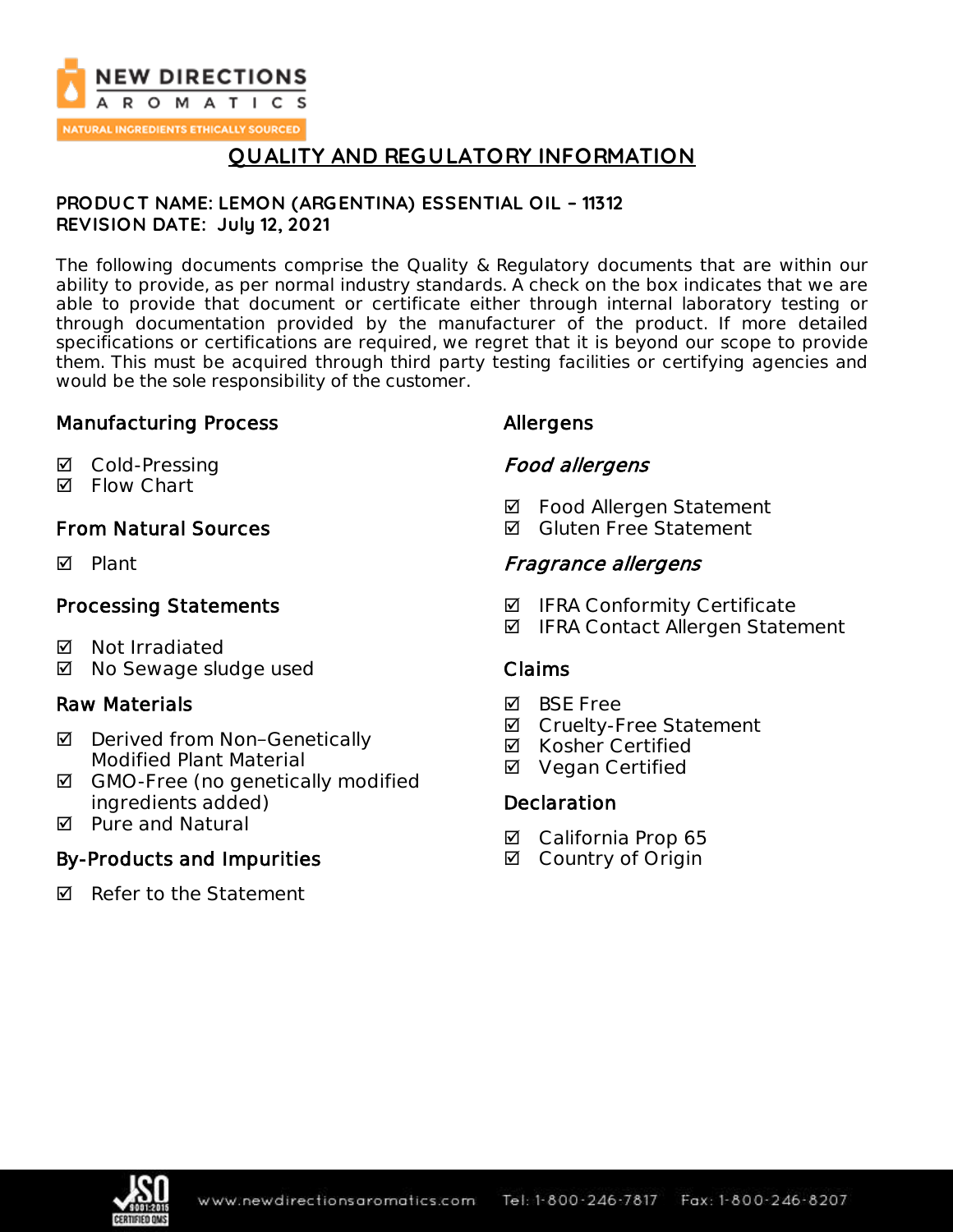NEW DIRECTIONS AROMATICS

NATURAL INGREDIENTS ETHICALLY SOURCED

# QUALITY AND REGULATORY INFORMATION

**PRODUCT NAME: LEMON (ARGENTINA) ESSENTIAL OIL – 11312**
**REVISION DATE: July 12, 2021**

The following documents comprise the Quality & Regulatory documents that are within our ability to provide, as per normal industry standards. A check on the box indicates that we are able to provide that document or certificate either through internal laboratory testing or through documentation provided by the manufacturer of the product. If more detailed specifications or certifications are required, we regret that it is beyond our scope to provide them. This must be acquired through third party testing facilities or certifying agencies and would be the sole responsibility of the customer.

## Manufacturing Process

- ☑ Cold-Pressing
- ☑ Flow Chart

## From Natural Sources

- ☑ Plant

## Processing Statements

- ☑ Not Irradiated
- ☑ No Sewage sludge used

## Raw Materials

- ☑ Derived from Non–Genetically Modified Plant Material
- ☑ GMO-Free (no genetically modified ingredients added)
- ☑ Pure and Natural

## By-Products and Impurities

- ☑ Refer to the Statement

## Allergens

### *Food allergens*

- ☑ Food Allergen Statement
- ☑ Gluten Free Statement

### *Fragrance allergens*

- ☑ IFRA Conformity Certificate
- ☑ IFRA Contact Allergen Statement

## Claims

- ☑ BSE Free
- ☑ Cruelty-Free Statement
- ☑ Kosher Certified
- ☑ Vegan Certified

## Declaration

- ☑ California Prop 65
- ☑ Country of Origin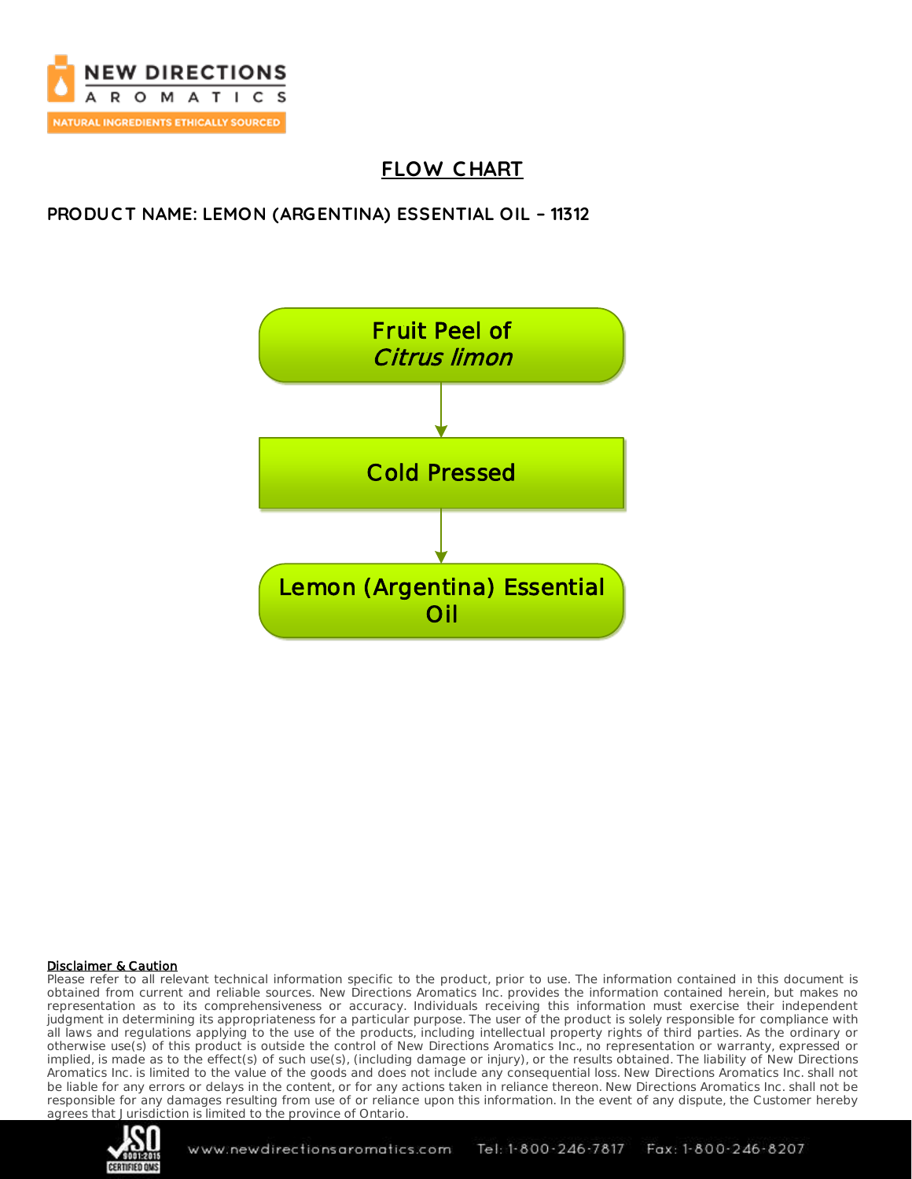# FLOW CHART

**PRODUCT NAME: LEMON (ARGENTINA) ESSENTIAL OIL – 11312**

Fruit Peel of *Citrus limon*

↓

Cold Pressed

↓

Lemon (Argentina) Essential Oil

**Disclaimer & Caution**

Please refer to all relevant technical information specific to the product, prior to use. The information contained in this document is obtained from current and reliable sources. New Directions Aromatics Inc. provides the information contained herein, but makes no representation as to its comprehensiveness or accuracy. Individuals receiving this information must exercise their independent judgment in determining its appropriateness for a particular purpose. The user of the product is solely responsible for compliance with all laws and regulations applying to the use of the products, including intellectual property rights of third parties. As the ordinary or otherwise use(s) of this product is outside the control of New Directions Aromatics Inc., no representation or warranty, expressed or implied, is made as to the effect(s) of such use(s), (including damage or injury), or the results obtained. The liability of New Directions Aromatics Inc. is limited to the value of the goods and does not include any consequential loss. New Directions Aromatics Inc. shall not be liable for any errors or delays in the content, or for any actions taken in reliance thereon. New Directions Aromatics Inc. shall not be responsible for any damages resulting from use of or reliance upon this information. In the event of any dispute, the Customer hereby agrees that Jurisdiction is limited to the province of Ontario.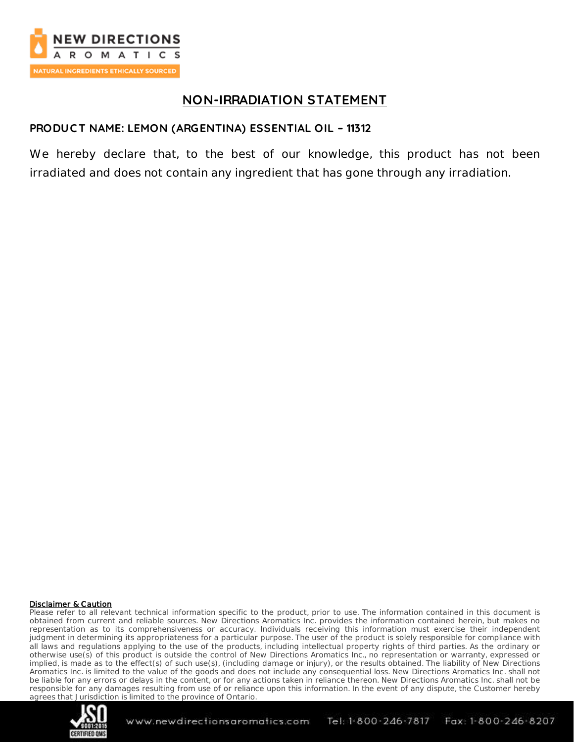# NON-IRRADIATION STATEMENT

**PRODUCT NAME: LEMON (ARGENTINA) ESSENTIAL OIL – 11312**

We hereby declare that, to the best of our knowledge, this product has not been irradiated and does not contain any ingredient that has gone through any irradiation.

**Disclaimer & Caution**

Please refer to all relevant technical information specific to the product, prior to use. The information contained in this document is obtained from current and reliable sources. New Directions Aromatics Inc. provides the information contained herein, but makes no representation as to its comprehensiveness or accuracy. Individuals receiving this information must exercise their independent judgment in determining its appropriateness for a particular purpose. The user of the product is solely responsible for compliance with all laws and regulations applying to the use of the products, including intellectual property rights of third parties. As the ordinary or otherwise use(s) of this product is outside the control of New Directions Aromatics Inc., no representation or warranty, expressed or implied, is made as to the effect(s) of such use(s), (including damage or injury), or the results obtained. The liability of New Directions Aromatics Inc. is limited to the value of the goods and does not include any consequential loss. New Directions Aromatics Inc. shall not be liable for any errors or delays in the content, or for any actions taken in reliance thereon. New Directions Aromatics Inc. shall not be responsible for any damages resulting from use of or reliance upon this information. In the event of any dispute, the Customer hereby agrees that Jurisdiction is limited to the province of Ontario.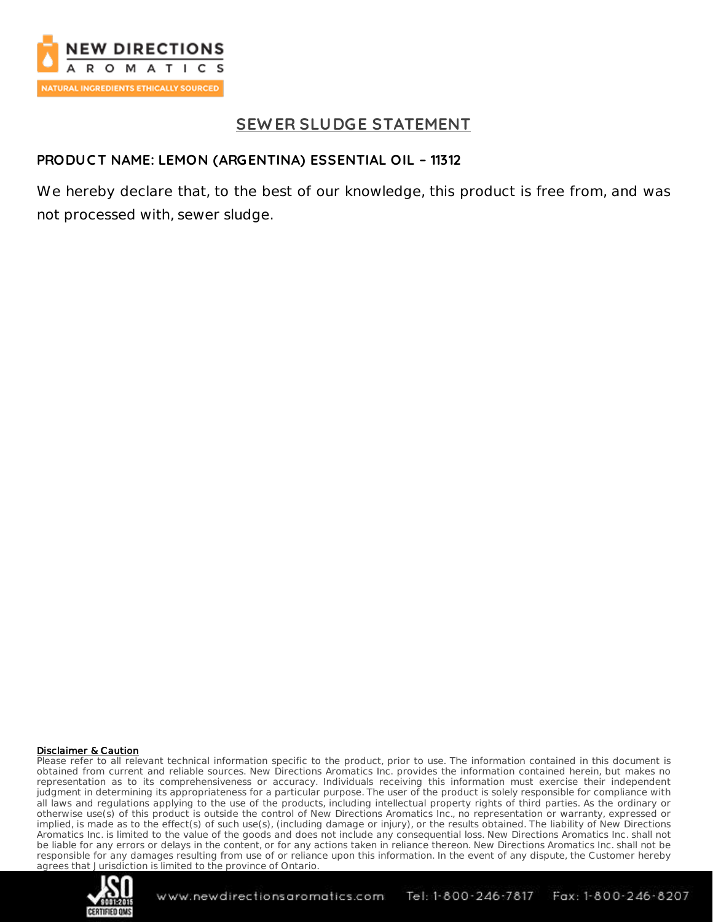## SEWER SLUDGE STATEMENT

**PRODUCT NAME: LEMON (ARGENTINA) ESSENTIAL OIL – 11312**

We hereby declare that, to the best of our knowledge, this product is free from, and was not processed with, sewer sludge.

**Disclaimer & Caution**

Please refer to all relevant technical information specific to the product, prior to use. The information contained in this document is obtained from current and reliable sources. New Directions Aromatics Inc. provides the information contained herein, but makes no representation as to its comprehensiveness or accuracy. Individuals receiving this information must exercise their independent judgment in determining its appropriateness for a particular purpose. The user of the product is solely responsible for compliance with all laws and regulations applying to the use of the products, including intellectual property rights of third parties. As the ordinary or otherwise use(s) of this product is outside the control of New Directions Aromatics Inc., no representation or warranty, expressed or implied, is made as to the effect(s) of such use(s), (including damage or injury), or the results obtained. The liability of New Directions Aromatics Inc. is limited to the value of the goods and does not include any consequential loss. New Directions Aromatics Inc. shall not be liable for any errors or delays in the content, or for any actions taken in reliance thereon. New Directions Aromatics Inc. shall not be responsible for any damages resulting from use of or reliance upon this information. In the event of any dispute, the Customer hereby agrees that Jurisdiction is limited to the province of Ontario.

www.newdirectionsaromatics.com Tel: 1-800-246-7817 Fax: 1-800-246-8207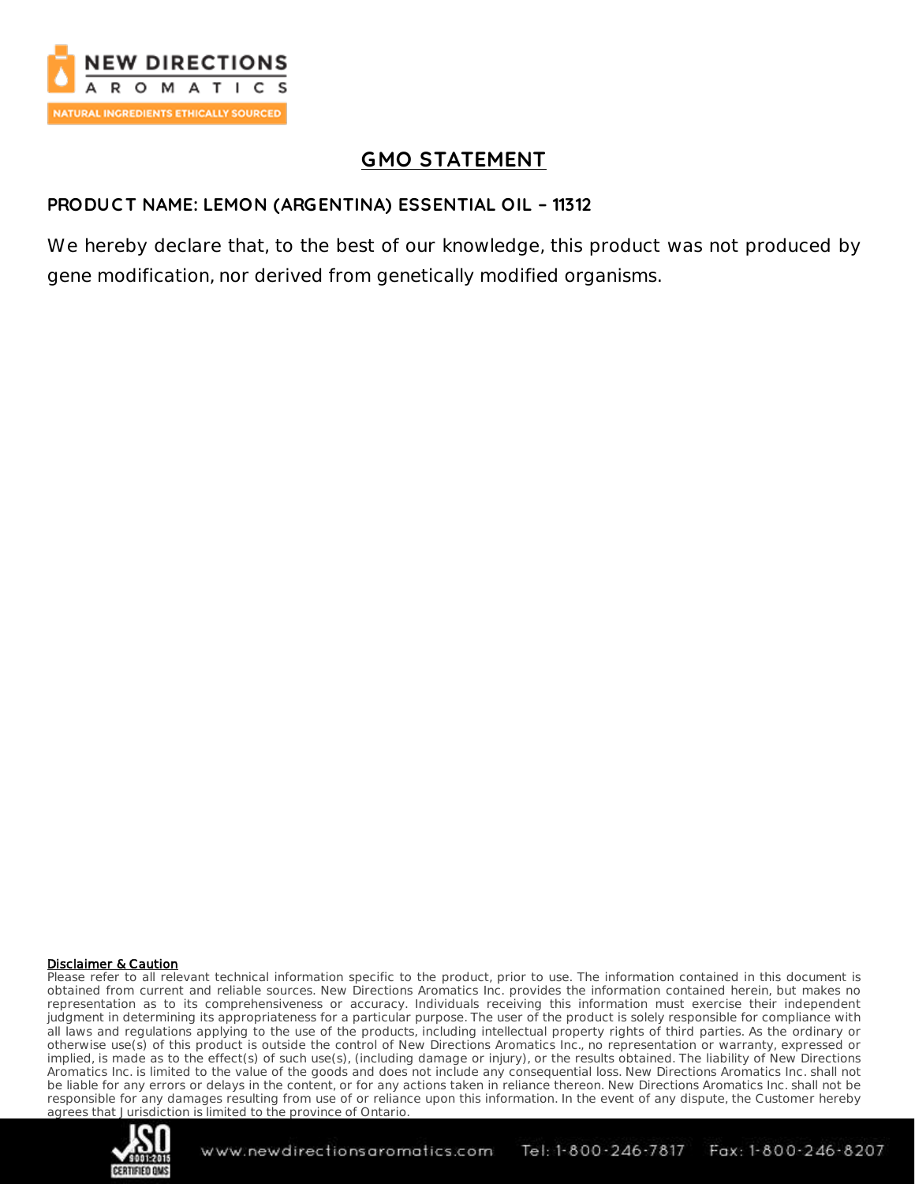# GMO STATEMENT

**PRODUCT NAME: LEMON (ARGENTINA) ESSENTIAL OIL – 11312**

We hereby declare that, to the best of our knowledge, this product was not produced by gene modification, nor derived from genetically modified organisms.

**Disclaimer & Caution**

Please refer to all relevant technical information specific to the product, prior to use. The information contained in this document is obtained from current and reliable sources. New Directions Aromatics Inc. provides the information contained herein, but makes no representation as to its comprehensiveness or accuracy. Individuals receiving this information must exercise their independent judgment in determining its appropriateness for a particular purpose. The user of the product is solely responsible for compliance with all laws and regulations applying to the use of the products, including intellectual property rights of third parties. As the ordinary or otherwise use(s) of this product is outside the control of New Directions Aromatics Inc., no representation or warranty, expressed or implied, is made as to the effect(s) of such use(s), (including damage or injury), or the results obtained. The liability of New Directions Aromatics Inc. is limited to the value of the goods and does not include any consequential loss. New Directions Aromatics Inc. shall not be liable for any errors or delays in the content, or for any actions taken in reliance thereon. New Directions Aromatics Inc. shall not be responsible for any damages resulting from use of or reliance upon this information. In the event of any dispute, the Customer hereby agrees that Jurisdiction is limited to the province of Ontario.

www.newdirectionsaromatics.com Tel: 1-800-246-7817 Fax: 1-800-246-8207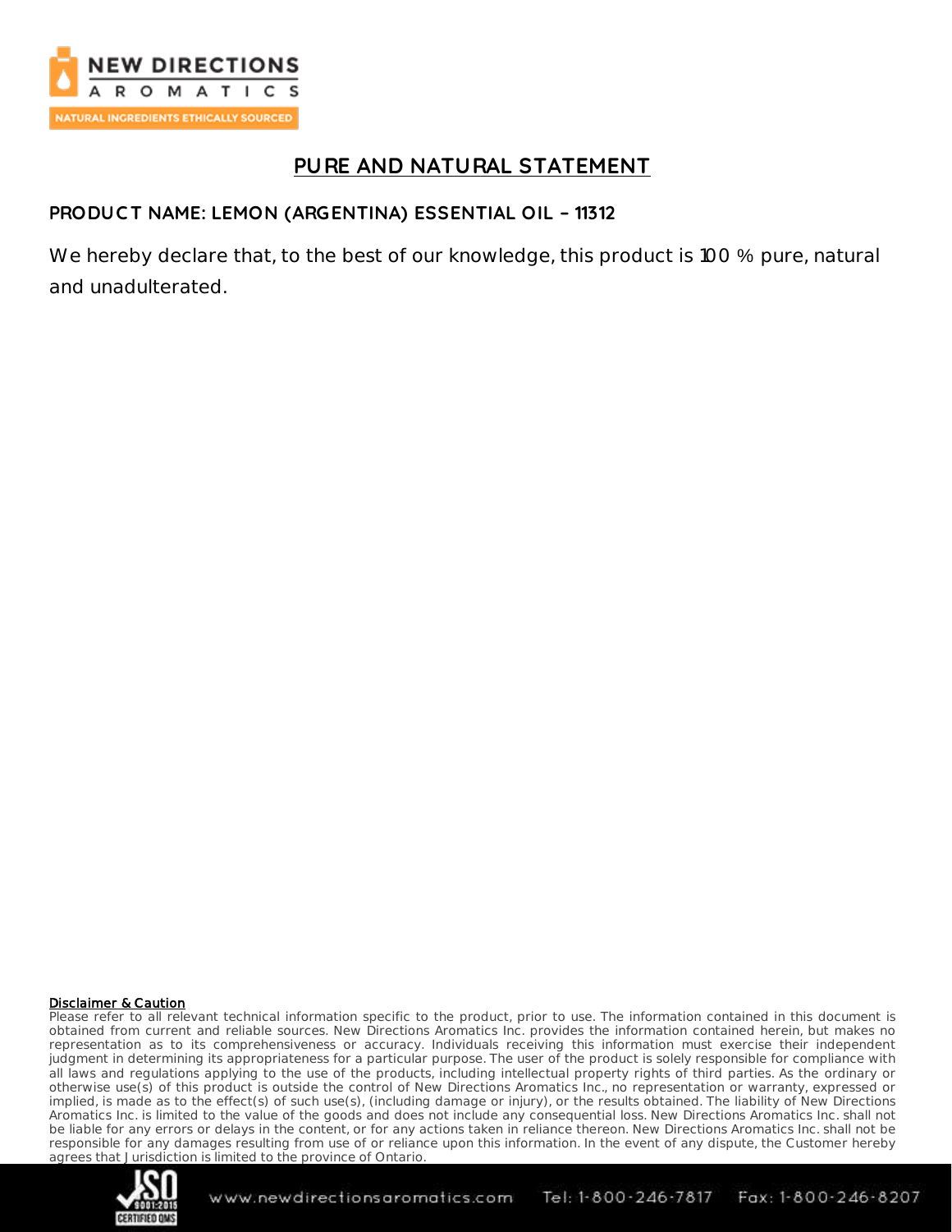## PURE AND NATURAL STATEMENT

**PRODUCT NAME: LEMON (ARGENTINA) ESSENTIAL OIL – 11312**

We hereby declare that, to the best of our knowledge, this product is 100 % pure, natural and unadulterated.

**Disclaimer & Caution**

Please refer to all relevant technical information specific to the product, prior to use. The information contained in this document is obtained from current and reliable sources. New Directions Aromatics Inc. provides the information contained herein, but makes no representation as to its comprehensiveness or accuracy. Individuals receiving this information must exercise their independent judgment in determining its appropriateness for a particular purpose. The user of the product is solely responsible for compliance with all laws and regulations applying to the use of the products, including intellectual property rights of third parties. As the ordinary or otherwise use(s) of this product is outside the control of New Directions Aromatics Inc., no representation or warranty, expressed or implied, is made as to the effect(s) of such use(s), (including damage or injury), or the results obtained. The liability of New Directions Aromatics Inc. is limited to the value of the goods and does not include any consequential loss. New Directions Aromatics Inc. shall not be liable for any errors or delays in the content, or for any actions taken in reliance thereon. New Directions Aromatics Inc. shall not be responsible for any damages resulting from use of or reliance upon this information. In the event of any dispute, the Customer hereby agrees that Jurisdiction is limited to the province of Ontario.

www.newdirectionsaromatics.com Tel: 1-800-246-7817 Fax: 1-800-246-8207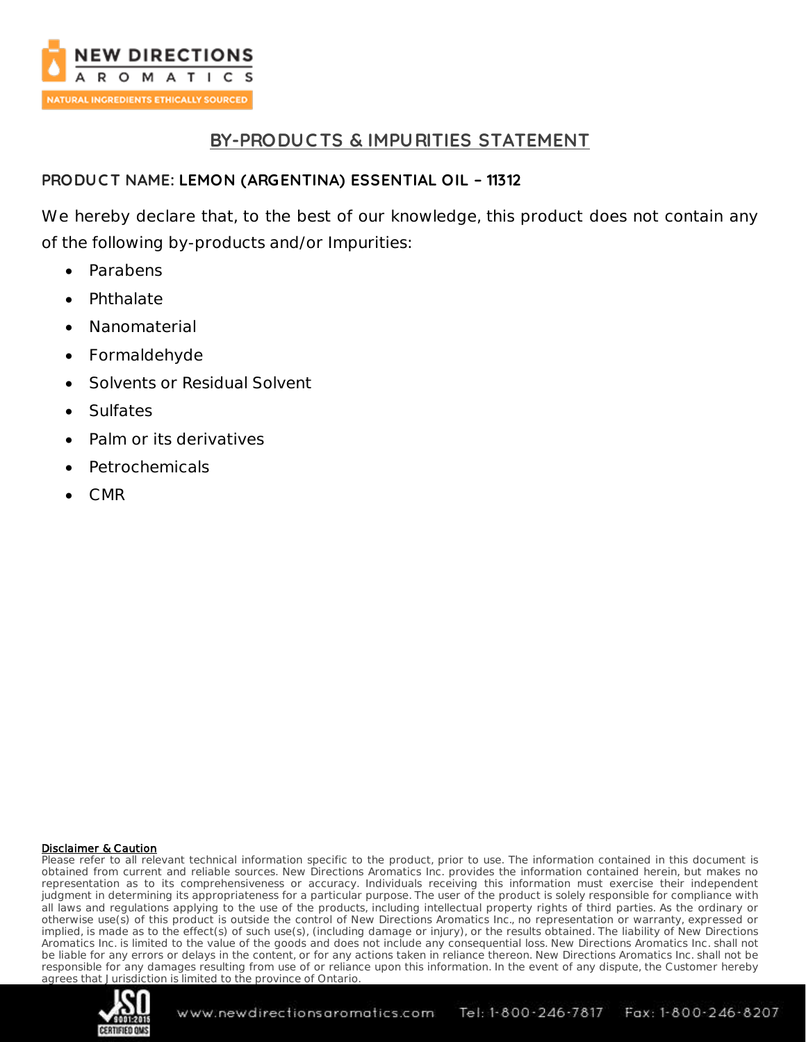## BY-PRODUCTS & IMPURITIES STATEMENT

**PRODUCT NAME: LEMON (ARGENTINA) ESSENTIAL OIL – 11312**

We hereby declare that, to the best of our knowledge, this product does not contain any of the following by-products and/or Impurities:

- Parabens
- Phthalate
- Nanomaterial
- Formaldehyde
- Solvents or Residual Solvent
- Sulfates
- Palm or its derivatives
- Petrochemicals
- CMR

**Disclaimer & Caution**

Please refer to all relevant technical information specific to the product, prior to use. The information contained in this document is obtained from current and reliable sources. New Directions Aromatics Inc. provides the information contained herein, but makes no representation as to its comprehensiveness or accuracy. Individuals receiving this information must exercise their independent judgment in determining its appropriateness for a particular purpose. The user of the product is solely responsible for compliance with all laws and regulations applying to the use of the products, including intellectual property rights of third parties. As the ordinary or otherwise use(s) of this product is outside the control of New Directions Aromatics Inc., no representation or warranty, expressed or implied, is made as to the effect(s) of such use(s), (including damage or injury), or the results obtained. The liability of New Directions Aromatics Inc. is limited to the value of the goods and does not include any consequential loss. New Directions Aromatics Inc. shall not be liable for any errors or delays in the content, or for any actions taken in reliance thereon. New Directions Aromatics Inc. shall not be responsible for any damages resulting from use of or reliance upon this information. In the event of any dispute, the Customer hereby agrees that Jurisdiction is limited to the province of Ontario.

www.newdirectionsaromatics.com Tel: 1-800-246-7817 Fax: 1-800-246-8207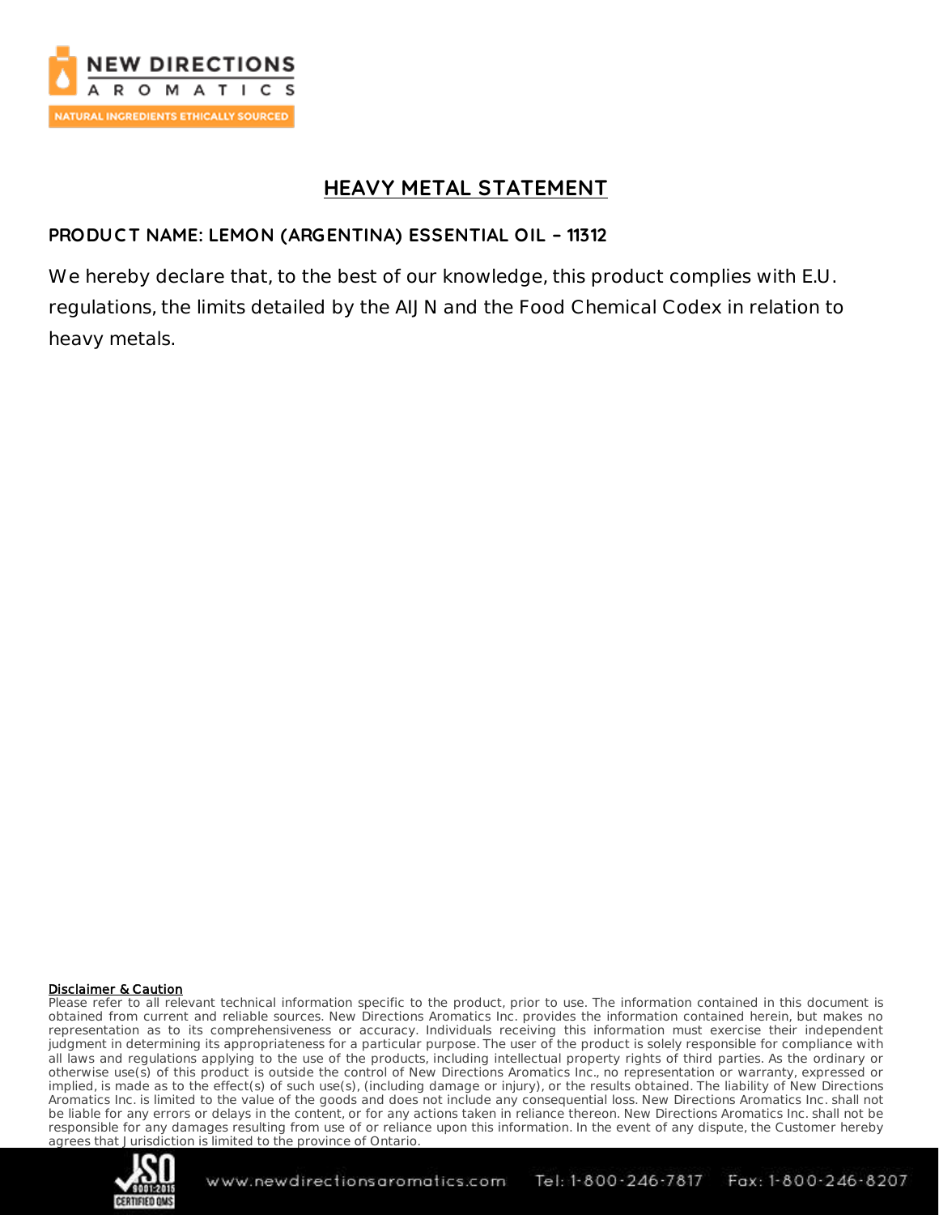# HEAVY METAL STATEMENT

**PRODUCT NAME: LEMON (ARGENTINA) ESSENTIAL OIL – 11312**

We hereby declare that, to the best of our knowledge, this product complies with E.U. regulations, the limits detailed by the AIJN and the Food Chemical Codex in relation to heavy metals.

**Disclaimer & Caution**

Please refer to all relevant technical information specific to the product, prior to use. The information contained in this document is obtained from current and reliable sources. New Directions Aromatics Inc. provides the information contained herein, but makes no representation as to its comprehensiveness or accuracy. Individuals receiving this information must exercise their independent judgment in determining its appropriateness for a particular purpose. The user of the product is solely responsible for compliance with all laws and regulations applying to the use of the products, including intellectual property rights of third parties. As the ordinary or otherwise use(s) of this product is outside the control of New Directions Aromatics Inc., no representation or warranty, expressed or implied, is made as to the effect(s) of such use(s), (including damage or injury), or the results obtained. The liability of New Directions Aromatics Inc. is limited to the value of the goods and does not include any consequential loss. New Directions Aromatics Inc. shall not be liable for any errors or delays in the content, or for any actions taken in reliance thereon. New Directions Aromatics Inc. shall not be responsible for any damages resulting from use of or reliance upon this information. In the event of any dispute, the Customer hereby agrees that Jurisdiction is limited to the province of Ontario.

www.newdirectionsaromatics.com Tel: 1-800-246-7817 Fax: 1-800-246-8207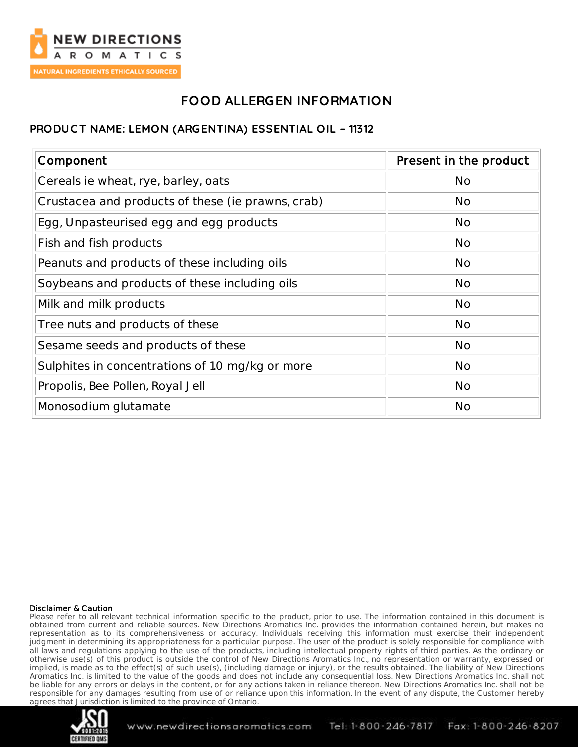# FOOD ALLERGEN INFORMATION

## PRODUCT NAME: LEMON (ARGENTINA) ESSENTIAL OIL – 11312

| Component | Present in the product |
| --- | --- |
| Cereals ie wheat, rye, barley, oats | No |
| Crustacea and products of these (ie prawns, crab) | No |
| Egg, Unpasteurised egg and egg products | No |
| Fish and fish products | No |
| Peanuts and products of these including oils | No |
| Soybeans and products of these including oils | No |
| Milk and milk products | No |
| Tree nuts and products of these | No |
| Sesame seeds and products of these | No |
| Sulphites in concentrations of 10 mg/kg or more | No |
| Propolis, Bee Pollen, Royal Jell | No |
| Monosodium glutamate | No |

**Disclaimer & Caution**

Please refer to all relevant technical information specific to the product, prior to use. The information contained in this document is obtained from current and reliable sources. New Directions Aromatics Inc. provides the information contained herein, but makes no representation as to its comprehensiveness or accuracy. Individuals receiving this information must exercise their independent judgment in determining its appropriateness for a particular purpose. The user of the product is solely responsible for compliance with all laws and regulations applying to the use of the products, including intellectual property rights of third parties. As the ordinary or otherwise use(s) of this product is outside the control of New Directions Aromatics Inc., no representation or warranty, expressed or implied, is made as to the effect(s) of such use(s), (including damage or injury), or the results obtained. The liability of New Directions Aromatics Inc. is limited to the value of the goods and does not include any consequential loss. New Directions Aromatics Inc. shall not be liable for any errors or delays in the content, or for any actions taken in reliance thereon. New Directions Aromatics Inc. shall not be responsible for any damages resulting from use of or reliance upon this information. In the event of any dispute, the Customer hereby agrees that Jurisdiction is limited to the province of Ontario.

www.newdirectionsaromatics.com Tel: 1-800-246-7817 Fax: 1-800-246-8207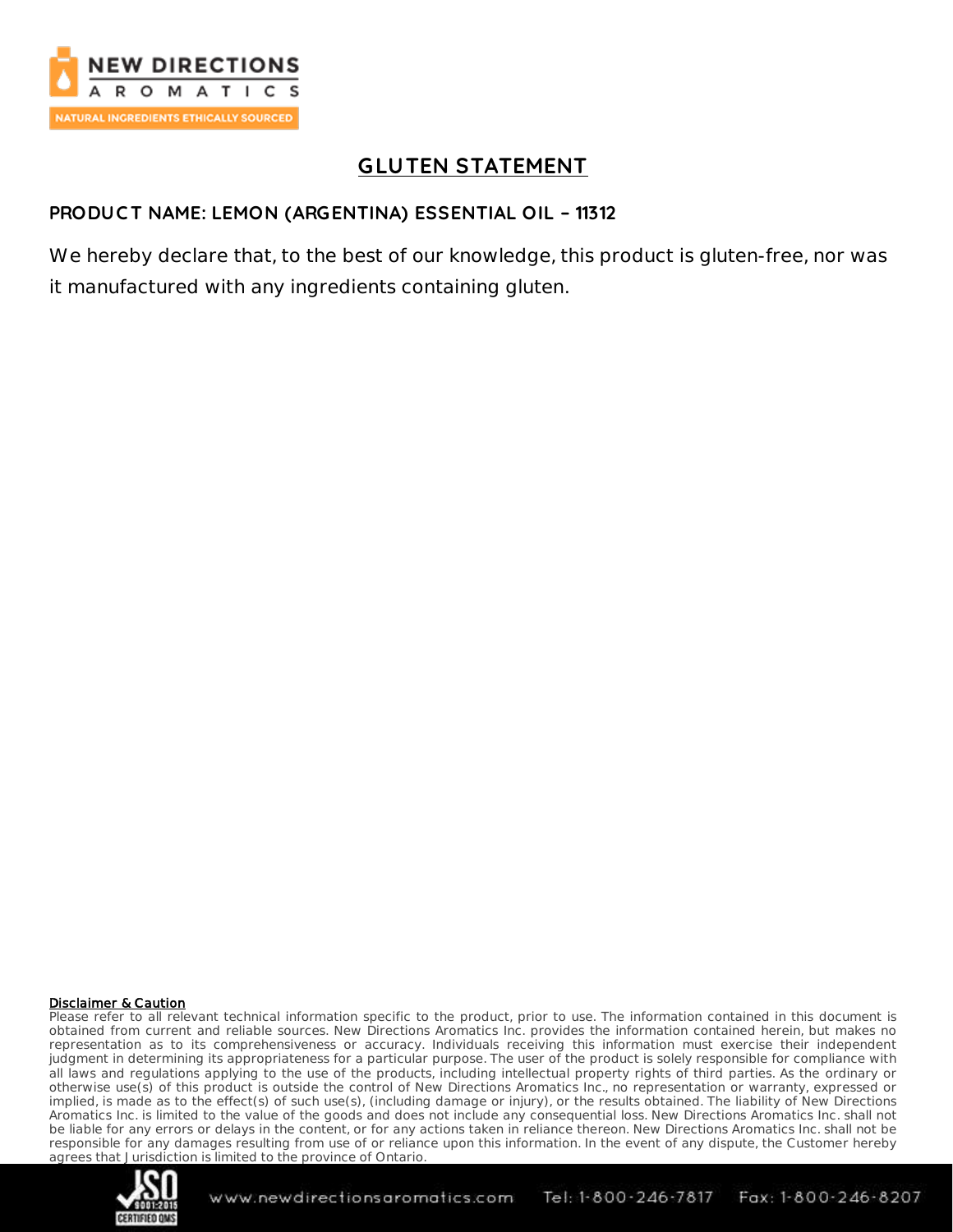# GLUTEN STATEMENT

**PRODUCT NAME: LEMON (ARGENTINA) ESSENTIAL OIL – 11312**

We hereby declare that, to the best of our knowledge, this product is gluten-free, nor was it manufactured with any ingredients containing gluten.

**Disclaimer & Caution**

Please refer to all relevant technical information specific to the product, prior to use. The information contained in this document is obtained from current and reliable sources. New Directions Aromatics Inc. provides the information contained herein, but makes no representation as to its comprehensiveness or accuracy. Individuals receiving this information must exercise their independent judgment in determining its appropriateness for a particular purpose. The user of the product is solely responsible for compliance with all laws and regulations applying to the use of the products, including intellectual property rights of third parties. As the ordinary or otherwise use(s) of this product is outside the control of New Directions Aromatics Inc., no representation or warranty, expressed or implied, is made as to the effect(s) of such use(s), (including damage or injury), or the results obtained. The liability of New Directions Aromatics Inc. is limited to the value of the goods and does not include any consequential loss. New Directions Aromatics Inc. shall not be liable for any errors or delays in the content, or for any actions taken in reliance thereon. New Directions Aromatics Inc. shall not be responsible for any damages resulting from use of or reliance upon this information. In the event of any dispute, the Customer hereby agrees that Jurisdiction is limited to the province of Ontario.

www.newdirectionsaromatics.com Tel: 1-800-246-7817 Fax: 1-800-246-8207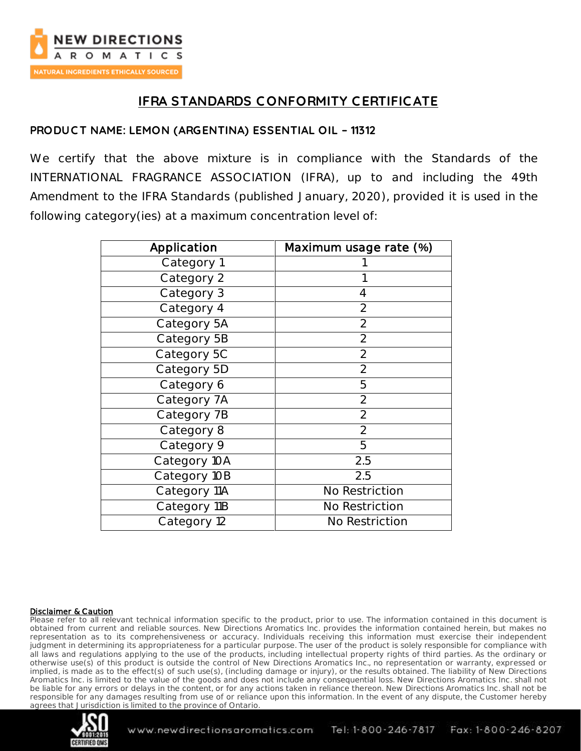# IFRA STANDARDS CONFORMITY CERTIFICATE

**PRODUCT NAME: LEMON (ARGENTINA) ESSENTIAL OIL – 11312**

We certify that the above mixture is in compliance with the Standards of the INTERNATIONAL FRAGRANCE ASSOCIATION (IFRA), up to and including the 49th Amendment to the IFRA Standards (published January, 2020), provided it is used in the following category(ies) at a maximum concentration level of:

| Application | Maximum usage rate (%) |
|---|---|
| Category 1 | 1 |
| Category 2 | 1 |
| Category 3 | 4 |
| Category 4 | 2 |
| Category 5A | 2 |
| Category 5B | 2 |
| Category 5C | 2 |
| Category 5D | 2 |
| Category 6 | 5 |
| Category 7A | 2 |
| Category 7B | 2 |
| Category 8 | 2 |
| Category 9 | 5 |
| Category 10A | 2.5 |
| Category 10B | 2.5 |
| Category 11A | No Restriction |
| Category 11B | No Restriction |
| Category 12 | No Restriction |

**Disclaimer & Caution**

Please refer to all relevant technical information specific to the product, prior to use. The information contained in this document is obtained from current and reliable sources. New Directions Aromatics Inc. provides the information contained herein, but makes no representation as to its comprehensiveness or accuracy. Individuals receiving this information must exercise their independent judgment in determining its appropriateness for a particular purpose. The user of the product is solely responsible for compliance with all laws and regulations applying to the use of the products, including intellectual property rights of third parties. As the ordinary or otherwise use(s) of this product is outside the control of New Directions Aromatics Inc., no representation or warranty, expressed or implied, is made as to the effect(s) of such use(s), (including damage or injury), or the results obtained. The liability of New Directions Aromatics Inc. is limited to the value of the goods and does not include any consequential loss. New Directions Aromatics Inc. shall not be liable for any errors or delays in the content, or for any actions taken in reliance thereon. New Directions Aromatics Inc. shall not be responsible for any damages resulting from use of or reliance upon this information. In the event of any dispute, the Customer hereby agrees that Jurisdiction is limited to the province of Ontario.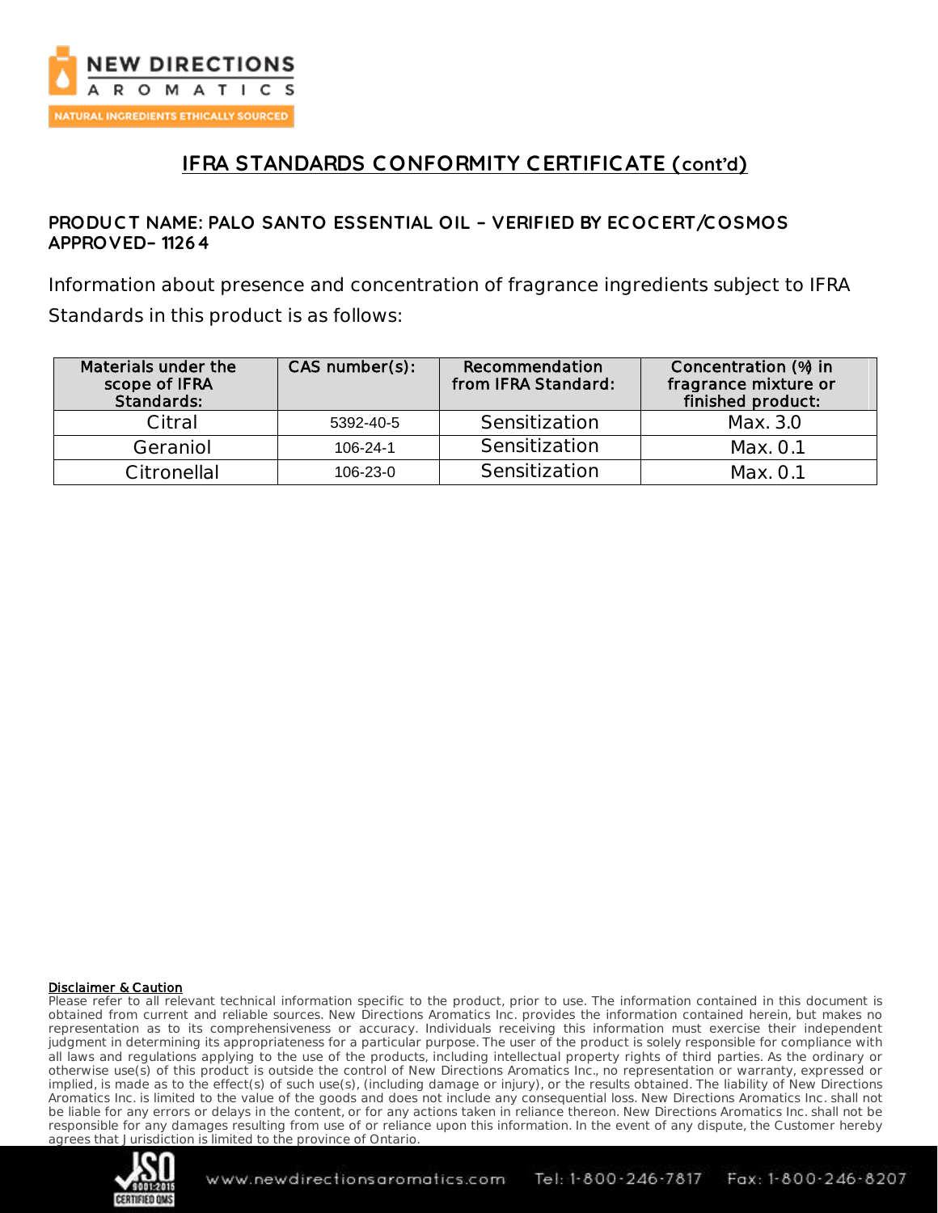## IFRA STANDARDS CONFORMITY CERTIFICATE (cont'd)

### PRODUCT NAME: PALO SANTO ESSENTIAL OIL - VERIFIED BY ECOCERT/COSMOS APPROVED– 11264

Information about presence and concentration of fragrance ingredients subject to IFRA Standards in this product is as follows:

| Materials under the scope of IFRA Standards: | CAS number(s): | Recommendation from IFRA Standard: | Concentration (%) in fragrance mixture or finished product: |
|---|---|---|---|
| Citral | 5392-40-5 | Sensitization | Max. 3.0 |
| Geraniol | 106-24-1 | Sensitization | Max. 0.1 |
| Citronellal | 106-23-0 | Sensitization | Max. 0.1 |

**Disclaimer & Caution**

Please refer to all relevant technical information specific to the product, prior to use. The information contained in this document is obtained from current and reliable sources. New Directions Aromatics Inc. provides the information contained herein, but makes no representation as to its comprehensiveness or accuracy. Individuals receiving this information must exercise their independent judgment in determining its appropriateness for a particular purpose. The user of the product is solely responsible for compliance with all laws and regulations applying to the use of the products, including intellectual property rights of third parties. As the ordinary or otherwise use(s) of this product is outside the control of New Directions Aromatics Inc., no representation or warranty, expressed or implied, is made as to the effect(s) of such use(s), (including damage or injury), or the results obtained. The liability of New Directions Aromatics Inc. is limited to the value of the goods and does not include any consequential loss. New Directions Aromatics Inc. shall not be liable for any errors or delays in the content, or for any actions taken in reliance thereon. New Directions Aromatics Inc. shall not be responsible for any damages resulting from use of or reliance upon this information. In the event of any dispute, the Customer hereby agrees that Jurisdiction is limited to the province of Ontario.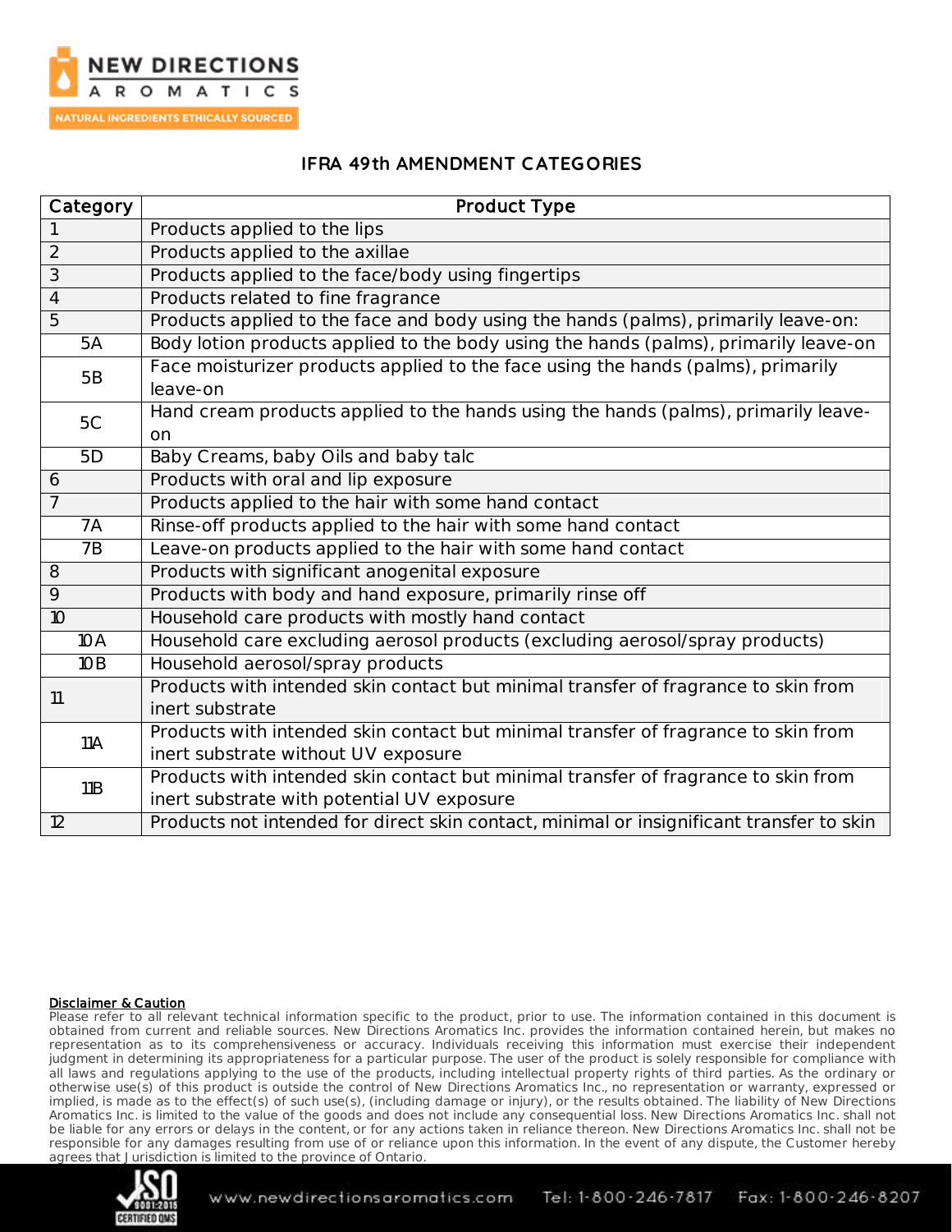## IFRA 49th AMENDMENT CATEGORIES

| Category | Product Type |
|---|---|
| 1 | Products applied to the lips |
| 2 | Products applied to the axillae |
| 3 | Products applied to the face/body using fingertips |
| 4 | Products related to fine fragrance |
| 5 | Products applied to the face and body using the hands (palms), primarily leave-on: |
| 5A | Body lotion products applied to the body using the hands (palms), primarily leave-on |
| 5B | Face moisturizer products applied to the face using the hands (palms), primarily leave-on |
| 5C | Hand cream products applied to the hands using the hands (palms), primarily leave-on |
| 5D | Baby Creams, baby Oils and baby talc |
| 6 | Products with oral and lip exposure |
| 7 | Products applied to the hair with some hand contact |
| 7A | Rinse-off products applied to the hair with some hand contact |
| 7B | Leave-on products applied to the hair with some hand contact |
| 8 | Products with significant anogenital exposure |
| 9 | Products with body and hand exposure, primarily rinse off |
| 10 | Household care products with mostly hand contact |
| 10A | Household care excluding aerosol products (excluding aerosol/spray products) |
| 10B | Household aerosol/spray products |
| 11 | Products with intended skin contact but minimal transfer of fragrance to skin from inert substrate |
| 11A | Products with intended skin contact but minimal transfer of fragrance to skin from inert substrate without UV exposure |
| 11B | Products with intended skin contact but minimal transfer of fragrance to skin from inert substrate with potential UV exposure |
| 12 | Products not intended for direct skin contact, minimal or insignificant transfer to skin |

**Disclaimer & Caution**

Please refer to all relevant technical information specific to the product, prior to use. The information contained in this document is obtained from current and reliable sources. New Directions Aromatics Inc. provides the information contained herein, but makes no representation as to its comprehensiveness or accuracy. Individuals receiving this information must exercise their independent judgment in determining its appropriateness for a particular purpose. The user of the product is solely responsible for compliance with all laws and regulations applying to the use of the products, including intellectual property rights of third parties. As the ordinary or otherwise use(s) of this product is outside the control of New Directions Aromatics Inc., no representation or warranty, expressed or implied, is made as to the effect(s) of such use(s), (including damage or injury), or the results obtained. The liability of New Directions Aromatics Inc. is limited to the value of the goods and does not include any consequential loss. New Directions Aromatics Inc. shall not be liable for any errors or delays in the content, or for any actions taken in reliance thereon. New Directions Aromatics Inc. shall not be responsible for any damages resulting from use of or reliance upon this information. In the event of any dispute, the Customer hereby agrees that Jurisdiction is limited to the province of Ontario.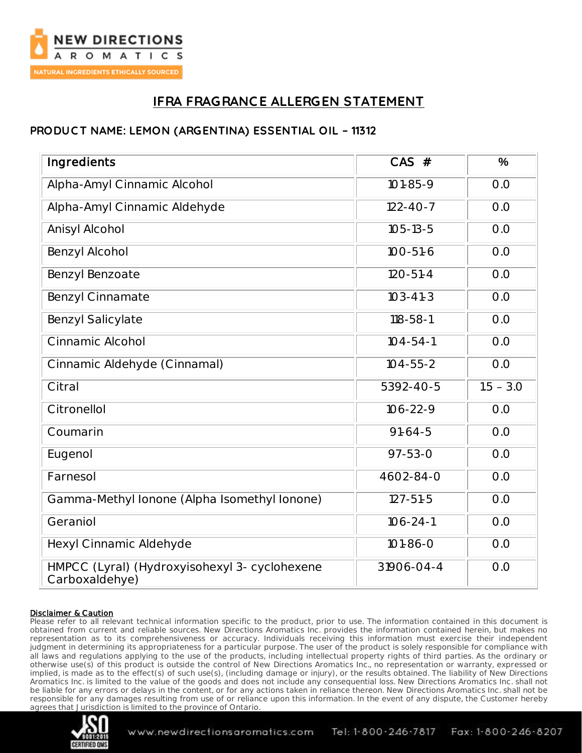# IFRA FRAGRANCE ALLERGEN STATEMENT

## PRODUCT NAME: LEMON (ARGENTINA) ESSENTIAL OIL – 11312

| Ingredients | CAS # | % |
|---|---|---|
| Alpha-Amyl Cinnamic Alcohol | 101-85-9 | 0.0 |
| Alpha-Amyl Cinnamic Aldehyde | 122-40-7 | 0.0 |
| Anisyl Alcohol | 105-13-5 | 0.0 |
| Benzyl Alcohol | 100-51-6 | 0.0 |
| Benzyl Benzoate | 120-51-4 | 0.0 |
| Benzyl Cinnamate | 103-41-3 | 0.0 |
| Benzyl Salicylate | 118-58-1 | 0.0 |
| Cinnamic Alcohol | 104-54-1 | 0.0 |
| Cinnamic Aldehyde (Cinnamal) | 104-55-2 | 0.0 |
| Citral | 5392-40-5 | 1.5 – 3.0 |
| Citronellol | 106-22-9 | 0.0 |
| Coumarin | 91-64-5 | 0.0 |
| Eugenol | 97-53-0 | 0.0 |
| Farnesol | 4602-84-0 | 0.0 |
| Gamma-Methyl Ionone (Alpha Isomethyl Ionone) | 127-51-5 | 0.0 |
| Geraniol | 106-24-1 | 0.0 |
| Hexyl Cinnamic Aldehyde | 101-86-0 | 0.0 |
| HMPCC (Lyral) (Hydroxyisohexyl 3- cyclohexene Carboxaldehye) | 31906-04-4 | 0.0 |

**Disclaimer & Caution**

Please refer to all relevant technical information specific to the product, prior to use. The information contained in this document is obtained from current and reliable sources. New Directions Aromatics Inc. provides the information contained herein, but makes no representation as to its comprehensiveness or accuracy. Individuals receiving this information must exercise their independent judgment in determining its appropriateness for a particular purpose. The user of the product is solely responsible for compliance with all laws and regulations applying to the use of the products, including intellectual property rights of third parties. As the ordinary or otherwise use(s) of this product is outside the control of New Directions Aromatics Inc., no representation or warranty, expressed or implied, is made as to the effect(s) of such use(s), (including damage or injury), or the results obtained. The liability of New Directions Aromatics Inc. is limited to the value of the goods and does not include any consequential loss. New Directions Aromatics Inc. shall not be liable for any errors or delays in the content, or for any actions taken in reliance thereon. New Directions Aromatics Inc. shall not be responsible for any damages resulting from use of or reliance upon this information. In the event of any dispute, the Customer hereby agrees that Jurisdiction is limited to the province of Ontario.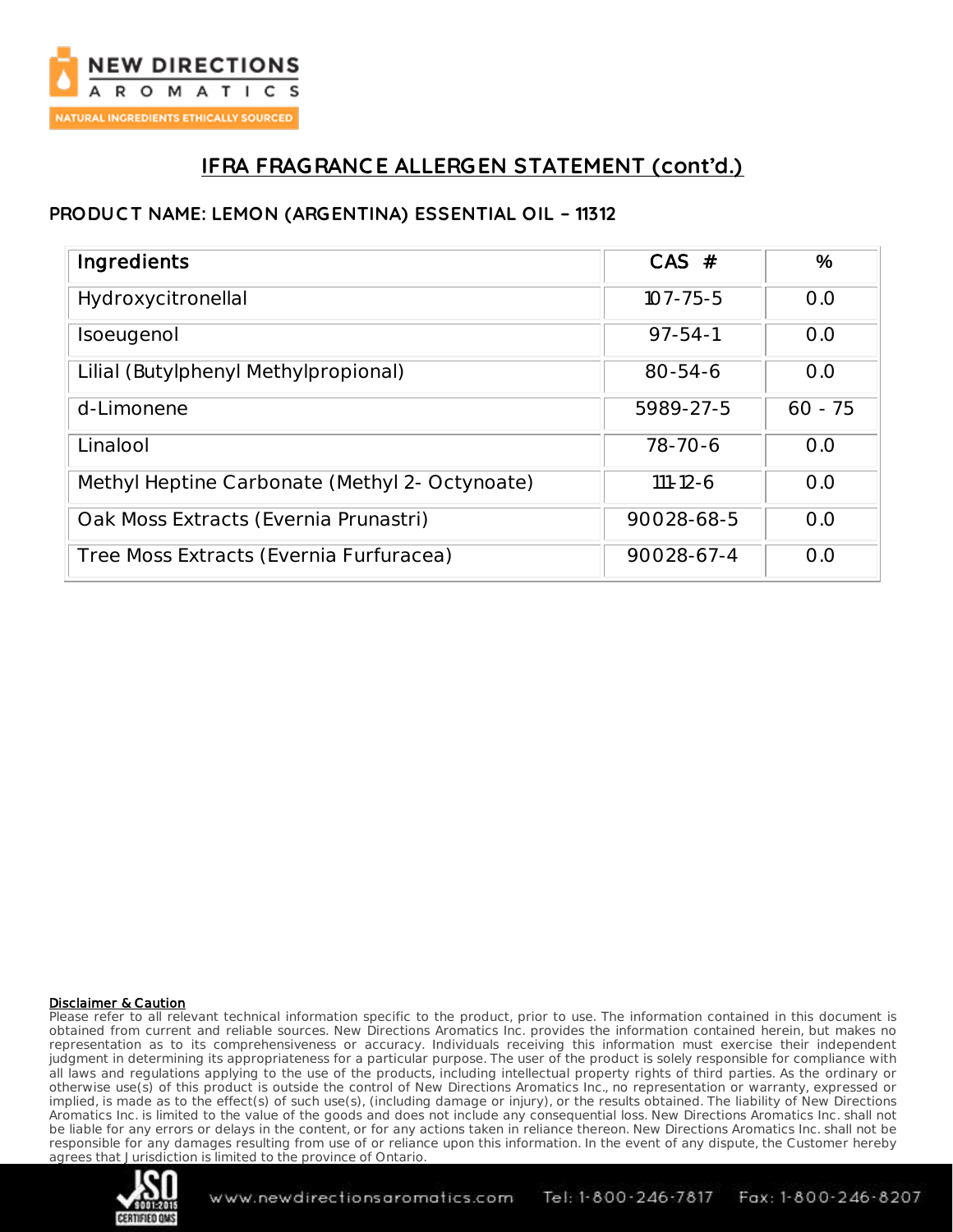## IFRA FRAGRANCE ALLERGEN STATEMENT (cont'd.)

### PRODUCT NAME: LEMON (ARGENTINA) ESSENTIAL OIL – 11312

| Ingredients | CAS # | % |
| --- | --- | --- |
| Hydroxycitronellal | 107-75-5 | 0.0 |
| Isoeugenol | 97-54-1 | 0.0 |
| Lilial (Butylphenyl Methylpropional) | 80-54-6 | 0.0 |
| d-Limonene | 5989-27-5 | 60 - 75 |
| Linalool | 78-70-6 | 0.0 |
| Methyl Heptine Carbonate (Methyl 2- Octynoate) | 111-12-6 | 0.0 |
| Oak Moss Extracts (Evernia Prunastri) | 90028-68-5 | 0.0 |
| Tree Moss Extracts (Evernia Furfuracea) | 90028-67-4 | 0.0 |

**Disclaimer & Caution**

Please refer to all relevant technical information specific to the product, prior to use. The information contained in this document is obtained from current and reliable sources. New Directions Aromatics Inc. provides the information contained herein, but makes no representation as to its comprehensiveness or accuracy. Individuals receiving this information must exercise their independent judgment in determining its appropriateness for a particular purpose. The user of the product is solely responsible for compliance with all laws and regulations applying to the use of the products, including intellectual property rights of third parties. As the ordinary or otherwise use(s) of this product is outside the control of New Directions Aromatics Inc., no representation or warranty, expressed or implied, is made as to the effect(s) of such use(s), (including damage or injury), or the results obtained. The liability of New Directions Aromatics Inc. is limited to the value of the goods and does not include any consequential loss. New Directions Aromatics Inc. shall not be liable for any errors or delays in the content, or for any actions taken in reliance thereon. New Directions Aromatics Inc. shall not be responsible for any damages resulting from use of or reliance upon this information. In the event of any dispute, the Customer hereby agrees that Jurisdiction is limited to the province of Ontario.

www.newdirectionsaromatics.com Tel: 1-800-246-7817 Fax: 1-800-246-8207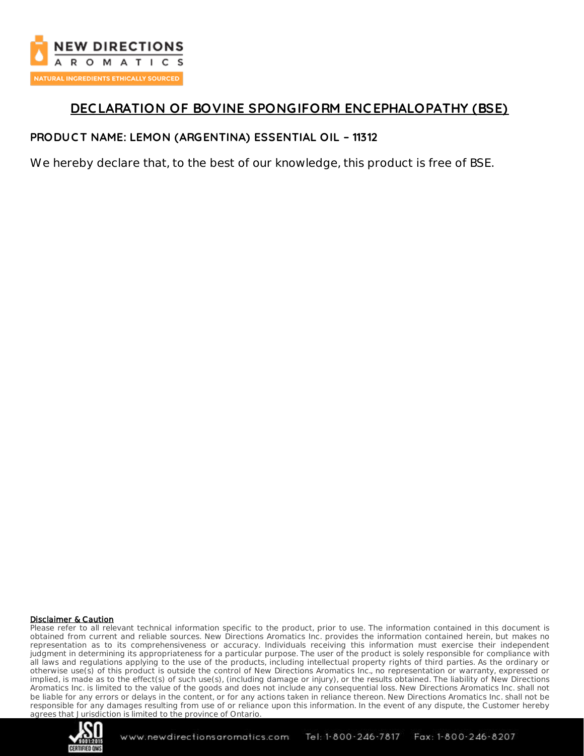# DECLARATION OF BOVINE SPONGIFORM ENCEPHALOPATHY (BSE)

## PRODUCT NAME: LEMON (ARGENTINA) ESSENTIAL OIL – 11312

We hereby declare that, to the best of our knowledge, this product is free of BSE.

**Disclaimer & Caution**

Please refer to all relevant technical information specific to the product, prior to use. The information contained in this document is obtained from current and reliable sources. New Directions Aromatics Inc. provides the information contained herein, but makes no representation as to its comprehensiveness or accuracy. Individuals receiving this information must exercise their independent judgment in determining its appropriateness for a particular purpose. The user of the product is solely responsible for compliance with all laws and regulations applying to the use of the products, including intellectual property rights of third parties. As the ordinary or otherwise use(s) of this product is outside the control of New Directions Aromatics Inc., no representation or warranty, expressed or implied, is made as to the effect(s) of such use(s), (including damage or injury), or the results obtained. The liability of New Directions Aromatics Inc. is limited to the value of the goods and does not include any consequential loss. New Directions Aromatics Inc. shall not be liable for any errors or delays in the content, or for any actions taken in reliance thereon. New Directions Aromatics Inc. shall not be responsible for any damages resulting from use of or reliance upon this information. In the event of any dispute, the Customer hereby agrees that Jurisdiction is limited to the province of Ontario.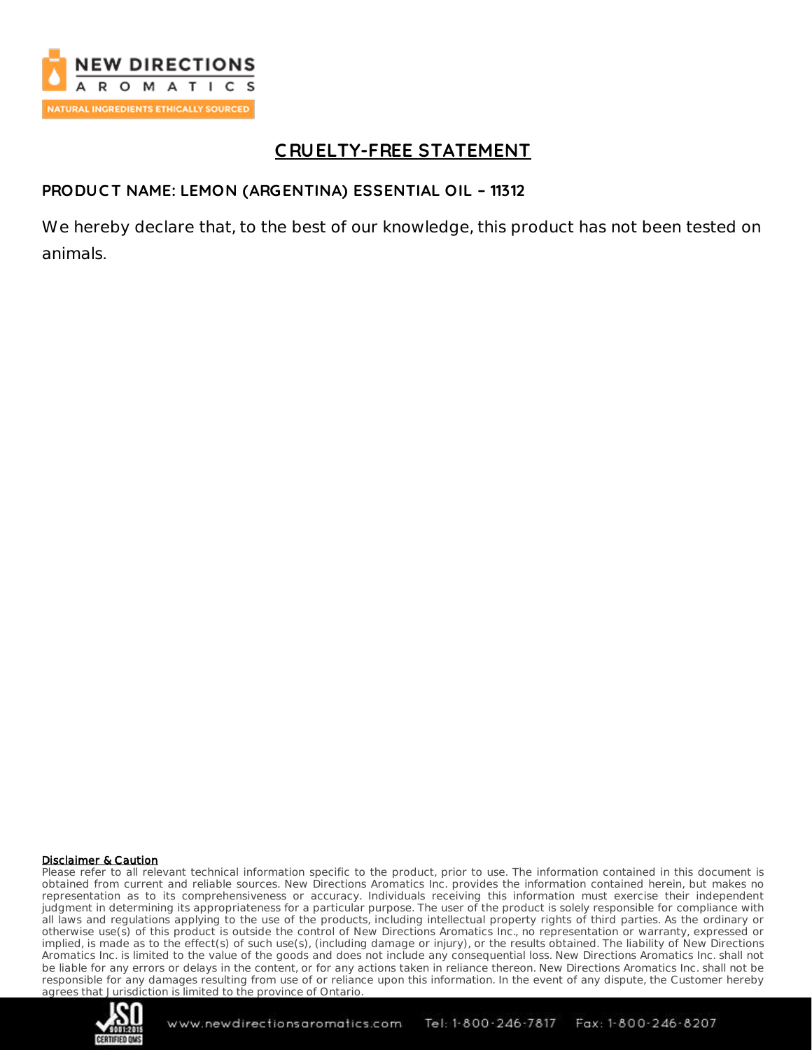# CRUELTY-FREE STATEMENT

**PRODUCT NAME: LEMON (ARGENTINA) ESSENTIAL OIL – 11312**

We hereby declare that, to the best of our knowledge, this product has not been tested on animals.

**Disclaimer & Caution**

Please refer to all relevant technical information specific to the product, prior to use. The information contained in this document is obtained from current and reliable sources. New Directions Aromatics Inc. provides the information contained herein, but makes no representation as to its comprehensiveness or accuracy. Individuals receiving this information must exercise their independent judgment in determining its appropriateness for a particular purpose. The user of the product is solely responsible for compliance with all laws and regulations applying to the use of the products, including intellectual property rights of third parties. As the ordinary or otherwise use(s) of this product is outside the control of New Directions Aromatics Inc., no representation or warranty, expressed or implied, is made as to the effect(s) of such use(s), (including damage or injury), or the results obtained. The liability of New Directions Aromatics Inc. is limited to the value of the goods and does not include any consequential loss. New Directions Aromatics Inc. shall not be liable for any errors or delays in the content, or for any actions taken in reliance thereon. New Directions Aromatics Inc. shall not be responsible for any damages resulting from use of or reliance upon this information. In the event of any dispute, the Customer hereby agrees that Jurisdiction is limited to the province of Ontario.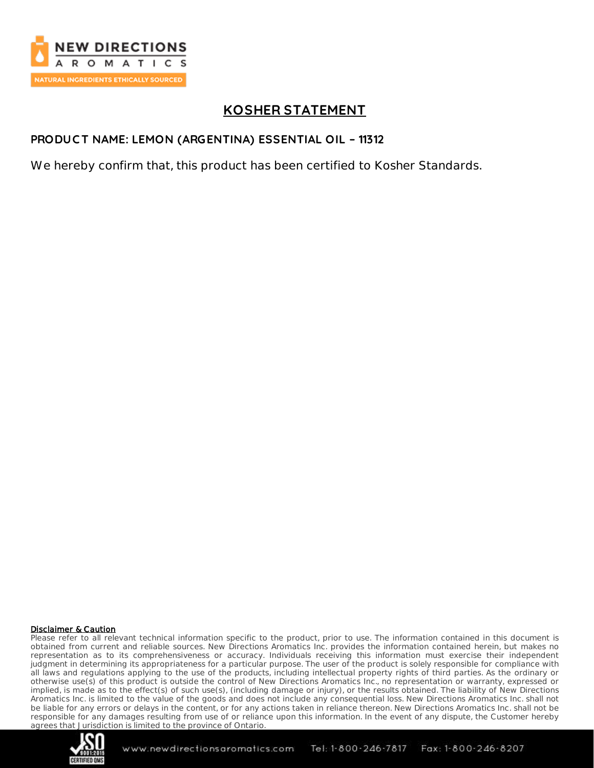# KOSHER STATEMENT

**PRODUCT NAME: LEMON (ARGENTINA) ESSENTIAL OIL – 11312**

We hereby confirm that, this product has been certified to Kosher Standards.

**Disclaimer & Caution**

Please refer to all relevant technical information specific to the product, prior to use. The information contained in this document is obtained from current and reliable sources. New Directions Aromatics Inc. provides the information contained herein, but makes no representation as to its comprehensiveness or accuracy. Individuals receiving this information must exercise their independent judgment in determining its appropriateness for a particular purpose. The user of the product is solely responsible for compliance with all laws and regulations applying to the use of the products, including intellectual property rights of third parties. As the ordinary or otherwise use(s) of this product is outside the control of New Directions Aromatics Inc., no representation or warranty, expressed or implied, is made as to the effect(s) of such use(s), (including damage or injury), or the results obtained. The liability of New Directions Aromatics Inc. is limited to the value of the goods and does not include any consequential loss. New Directions Aromatics Inc. shall not be liable for any errors or delays in the content, or for any actions taken in reliance thereon. New Directions Aromatics Inc. shall not be responsible for any damages resulting from use of or reliance upon this information. In the event of any dispute, the Customer hereby agrees that Jurisdiction is limited to the province of Ontario.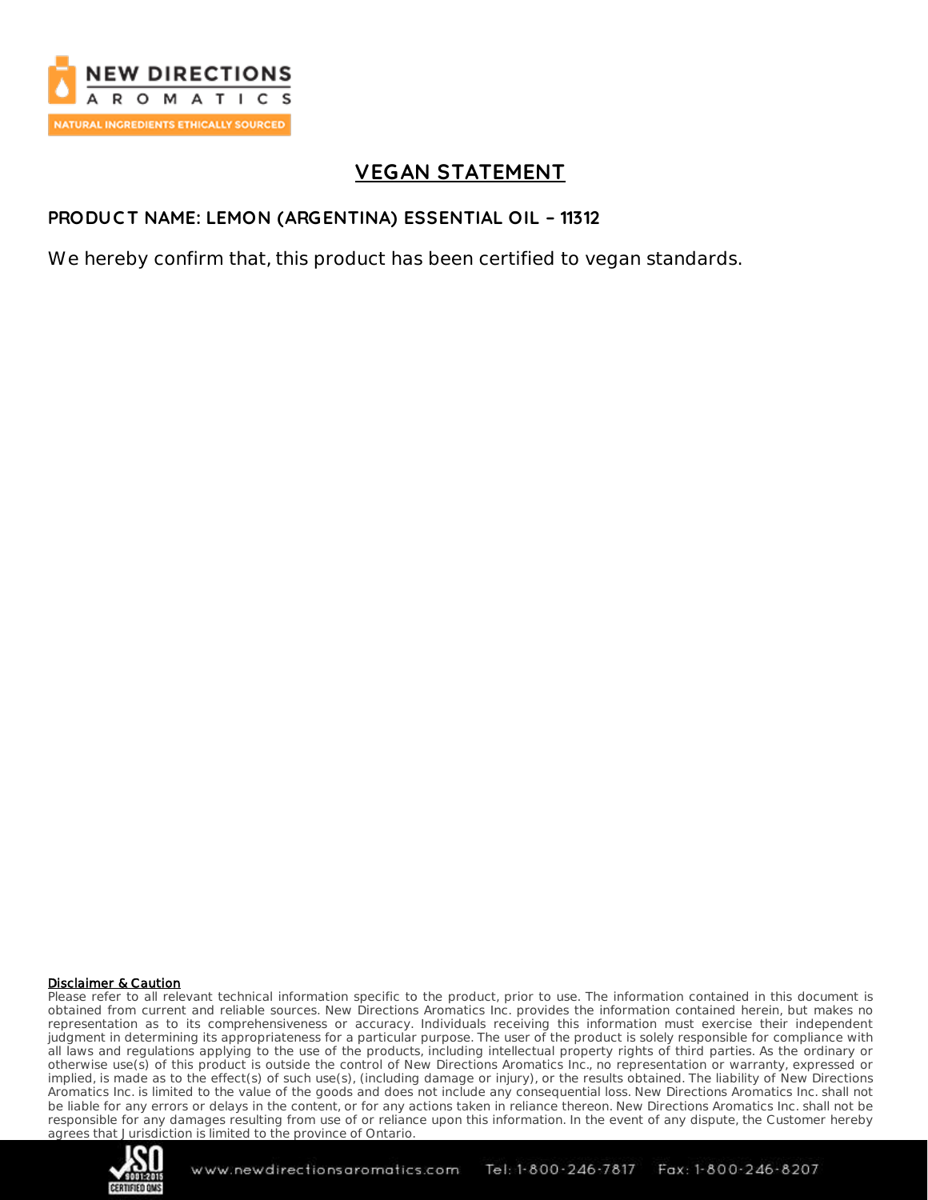# VEGAN STATEMENT

**PRODUCT NAME: LEMON (ARGENTINA) ESSENTIAL OIL – 11312**

We hereby confirm that, this product has been certified to vegan standards.

**Disclaimer & Caution**

Please refer to all relevant technical information specific to the product, prior to use. The information contained in this document is obtained from current and reliable sources. New Directions Aromatics Inc. provides the information contained herein, but makes no representation as to its comprehensiveness or accuracy. Individuals receiving this information must exercise their independent judgment in determining its appropriateness for a particular purpose. The user of the product is solely responsible for compliance with all laws and regulations applying to the use of the products, including intellectual property rights of third parties. As the ordinary or otherwise use(s) of this product is outside the control of New Directions Aromatics Inc., no representation or warranty, expressed or implied, is made as to the effect(s) of such use(s), (including damage or injury), or the results obtained. The liability of New Directions Aromatics Inc. is limited to the value of the goods and does not include any consequential loss. New Directions Aromatics Inc. shall not be liable for any errors or delays in the content, or for any actions taken in reliance thereon. New Directions Aromatics Inc. shall not be responsible for any damages resulting from use of or reliance upon this information. In the event of any dispute, the Customer hereby agrees that Jurisdiction is limited to the province of Ontario.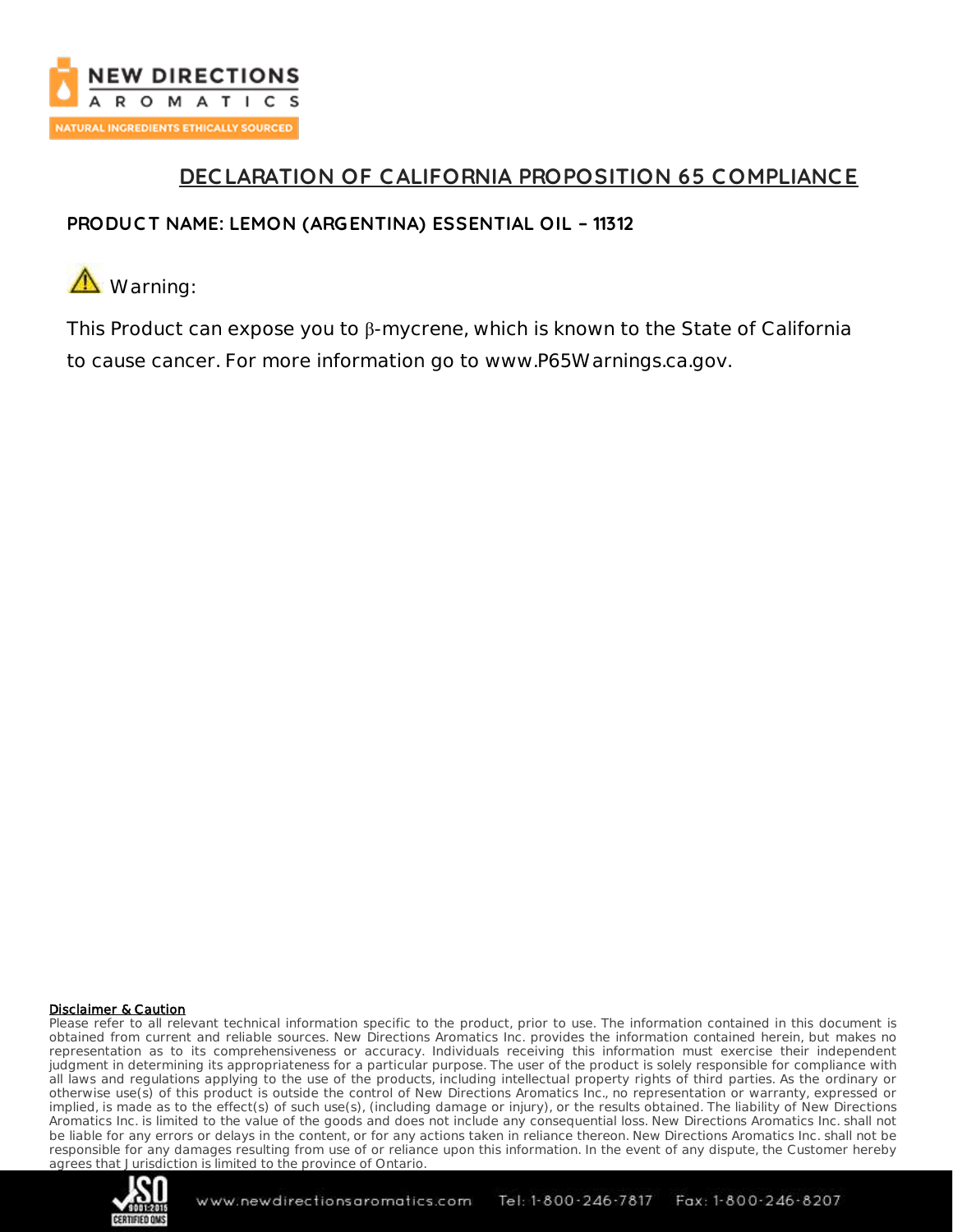# DECLARATION OF CALIFORNIA PROPOSITION 65 COMPLIANCE

**PRODUCT NAME: LEMON (ARGENTINA) ESSENTIAL OIL – 11312**

⚠ Warning:

This Product can expose you to β-mycrene, which is known to the State of California to cause cancer. For more information go to www.P65Warnings.ca.gov.

**Disclaimer & Caution**

Please refer to all relevant technical information specific to the product, prior to use. The information contained in this document is obtained from current and reliable sources. New Directions Aromatics Inc. provides the information contained herein, but makes no representation as to its comprehensiveness or accuracy. Individuals receiving this information must exercise their independent judgment in determining its appropriateness for a particular purpose. The user of the product is solely responsible for compliance with all laws and regulations applying to the use of the products, including intellectual property rights of third parties. As the ordinary or otherwise use(s) of this product is outside the control of New Directions Aromatics Inc., no representation or warranty, expressed or implied, is made as to the effect(s) of such use(s), (including damage or injury), or the results obtained. The liability of New Directions Aromatics Inc. is limited to the value of the goods and does not include any consequential loss. New Directions Aromatics Inc. shall not be liable for any errors or delays in the content, or for any actions taken in reliance thereon. New Directions Aromatics Inc. shall not be responsible for any damages resulting from use of or reliance upon this information. In the event of any dispute, the Customer hereby agrees that Jurisdiction is limited to the province of Ontario.

www.newdirectionsaromatics.com Tel: 1-800-246-7817 Fax: 1-800-246-8207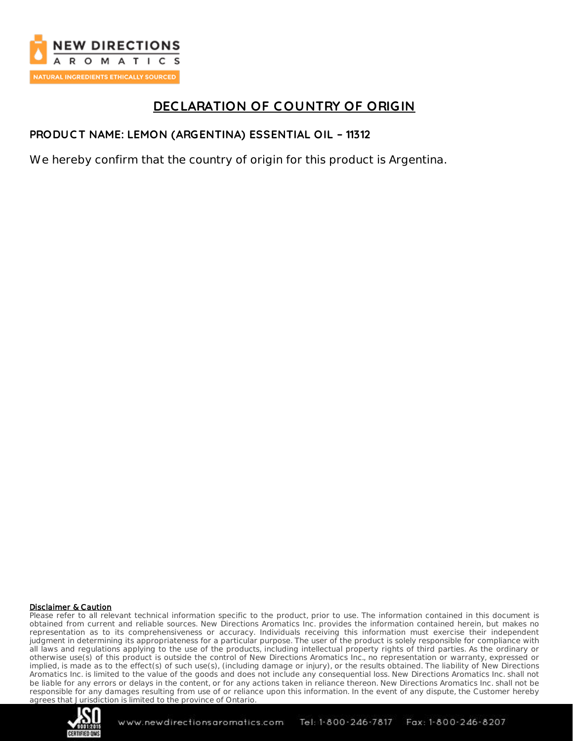# DECLARATION OF COUNTRY OF ORIGIN

## PRODUCT NAME: LEMON (ARGENTINA) ESSENTIAL OIL – 11312

We hereby confirm that the country of origin for this product is Argentina.

**Disclaimer & Caution**

Please refer to all relevant technical information specific to the product, prior to use. The information contained in this document is obtained from current and reliable sources. New Directions Aromatics Inc. provides the information contained herein, but makes no representation as to its comprehensiveness or accuracy. Individuals receiving this information must exercise their independent judgment in determining its appropriateness for a particular purpose. The user of the product is solely responsible for compliance with all laws and regulations applying to the use of the products, including intellectual property rights of third parties. As the ordinary or otherwise use(s) of this product is outside the control of New Directions Aromatics Inc., no representation or warranty, expressed or implied, is made as to the effect(s) of such use(s), (including damage or injury), or the results obtained. The liability of New Directions Aromatics Inc. is limited to the value of the goods and does not include any consequential loss. New Directions Aromatics Inc. shall not be liable for any errors or delays in the content, or for any actions taken in reliance thereon. New Directions Aromatics Inc. shall not be responsible for any damages resulting from use of or reliance upon this information. In the event of any dispute, the Customer hereby agrees that Jurisdiction is limited to the province of Ontario.

www.newdirectionsaromatics.com Tel: 1-800-246-7817 Fax: 1-800-246-8207